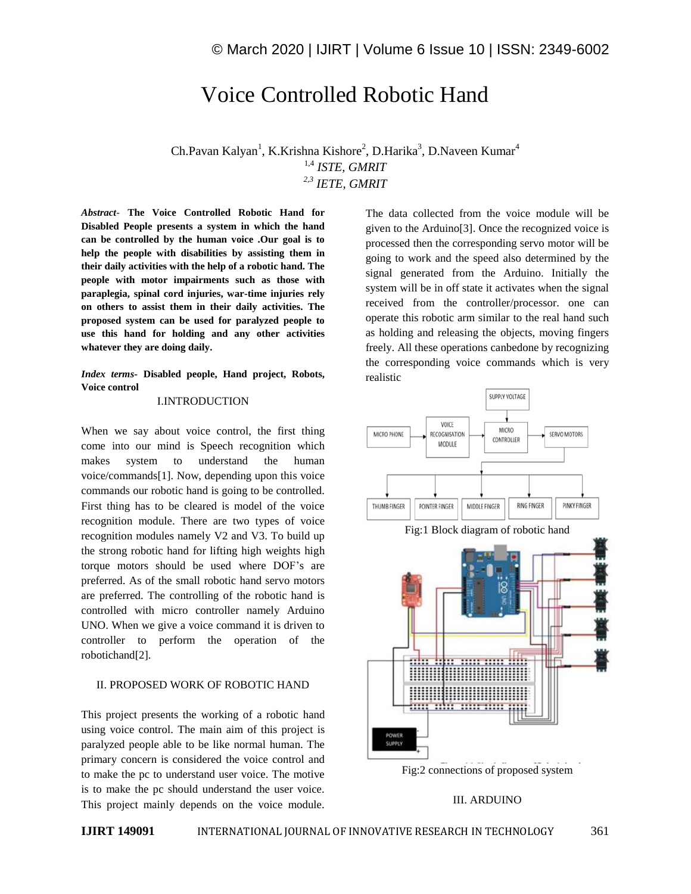# Voice Controlled Robotic Hand

Ch.Pavan Kalyan[1], K.Krishna Kishore[2], D.Harika[3], D.Naveen Kumar[4]

[1,4] *ISTE, GMRIT*

[2,3] *IETE, GMRIT*

***Abstract-*** **The Voice Controlled Robotic Hand for Disabled People presents a system in which the hand can be controlled by the human voice .Our goal is to help the people with disabilities by assisting them in their daily activities with the help of a robotic hand. The people with motor impairments such as those with paraplegia, spinal cord injuries, war-time injuries rely on others to assist them in their daily activities. The proposed system can be used for paralyzed people to use this hand for holding and any other activities whatever they are doing daily.**

***Index terms-*** **Disabled people, Hand project, Robots, Voice control**

## I.INTRODUCTION

When we say about voice control, the first thing come into our mind is Speech recognition which makes system to understand the human voice/commands[1]. Now, depending upon this voice commands our robotic hand is going to be controlled. First thing has to be cleared is model of the voice recognition module. There are two types of voice recognition modules namely V2 and V3. To build up the strong robotic hand for lifting high weights high torque motors should be used where DOF's are preferred. As of the small robotic hand servo motors are preferred. The controlling of the robotic hand is controlled with micro controller namely Arduino UNO. When we give a voice command it is driven to controller to perform the operation of the robotichand[2].

## II. PROPOSED WORK OF ROBOTIC HAND

This project presents the working of a robotic hand using voice control. The main aim of this project is paralyzed people able to be like normal human. The primary concern is considered the voice control and to make the pc to understand user voice. The motive is to make the pc should understand the user voice. This project mainly depends on the voice module. The data collected from the voice module will be given to the Arduino[3]. Once the recognized voice is processed then the corresponding servo motor will be going to work and the speed also determined by the signal generated from the Arduino. Initially the system will be in off state it activates when the signal received from the controller/processor. one can operate this robotic arm similar to the real hand such as holding and releasing the objects, moving fingers freely. All these operations canbedone by recognizing the corresponding voice commands which is very realistic

Fig:1 Block diagram of robotic hand

Fig:2 connections of proposed system

## III. ARDUINO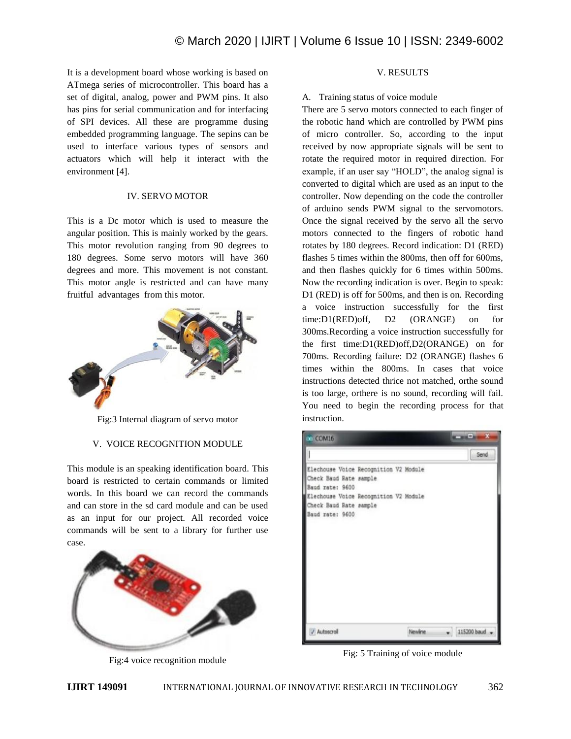It is a development board whose working is based on ATmega series of microcontroller. This board has a set of digital, analog, power and PWM pins. It also has pins for serial communication and for interfacing of SPI devices. All these are programme dusing embedded programming language. The sepins can be used to interface various types of sensors and actuators which will help it interact with the environment [4].

## IV. SERVO MOTOR

This is a Dc motor which is used to measure the angular position. This is mainly worked by the gears. This motor revolution ranging from 90 degrees to 180 degrees. Some servo motors will have 360 degrees and more. This movement is not constant. This motor angle is restricted and can have many fruitful advantages from this motor.

Fig:3 Internal diagram of servo motor

## V. VOICE RECOGNITION MODULE

This module is an speaking identification board. This board is restricted to certain commands or limited words. In this board we can record the commands and can store in the sd card module and can be used as an input for our project. All recorded voice commands will be sent to a library for further use case.

Fig:4 voice recognition module

## V. RESULTS

### A. Training status of voice module

There are 5 servo motors connected to each finger of the robotic hand which are controlled by PWM pins of micro controller. So, according to the input received by now appropriate signals will be sent to rotate the required motor in required direction. For example, if an user say "HOLD", the analog signal is converted to digital which are used as an input to the controller. Now depending on the code the controller of arduino sends PWM signal to the servomotors. Once the signal received by the servo all the servo motors connected to the fingers of robotic hand rotates by 180 degrees. Record indication: D1 (RED) flashes 5 times within the 800ms, then off for 600ms, and then flashes quickly for 6 times within 500ms. Now the recording indication is over. Begin to speak: D1 (RED) is off for 500ms, and then is on. Recording a voice instruction successfully for the first time:D1(RED)off, D2 (ORANGE) on for 300ms.Recording a voice instruction successfully for the first time:D1(RED)off,D2(ORANGE) on for 700ms. Recording failure: D2 (ORANGE) flashes 6 times within the 800ms. In cases that voice instructions detected thrice not matched, orthe sound is too large, orthere is no sound, recording will fail. You need to begin the recording process for that instruction.

```
Elechouse Voice Recognition V2 Module
Check Baud Rate sample
Baud rate: 9600
Elechouse Voice Recognition V2 Module
Check Baud Rate sample
Baud rate: 9600
```

Fig: 5 Training of voice module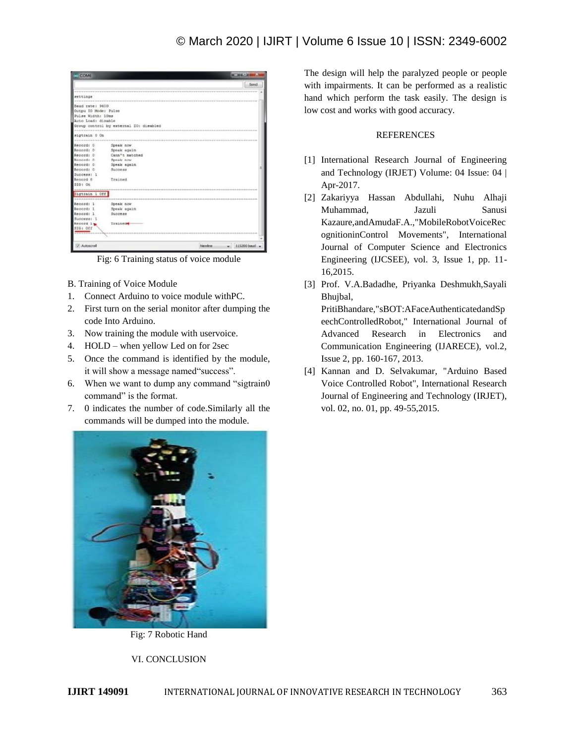Fig: 6 Training status of voice module

B. Training of Voice Module

1. Connect Arduino to voice module withPC.
2. First turn on the serial monitor after dumping the code Into Arduino.
3. Now training the module with uservoice.
4. HOLD – when yellow Led on for 2sec
5. Once the command is identified by the module, it will show a message named"success".
6. When we want to dump any command "sigtrain0 command" is the format.
7. 0 indicates the number of code.Similarly all the commands will be dumped into the module.

Fig: 7 Robotic Hand

## VI. CONCLUSION

The design will help the paralyzed people or people with impairments. It can be performed as a realistic hand which perform the task easily. The design is low cost and works with good accuracy.

## REFERENCES

[1] International Research Journal of Engineering and Technology (IRJET) Volume: 04 Issue: 04 | Apr-2017.

[2] Zakariyya Hassan Abdullahi, Nuhu Alhaji Muhammad, Jazuli Sanusi Kazaure,andAmudaF.A.,"MobileRobotVoiceRecognitioninControl Movements", International Journal of Computer Science and Electronics Engineering (IJCSEE), vol. 3, Issue 1, pp. 11-16,2015.

[3] Prof. V.A.Badadhe, Priyanka Deshmukh,Sayali Bhujbal, PritiBhandare,"sBOT:AFaceAuthenticatedandSpeechControlledRobot," International Journal of Advanced Research in Electronics and Communication Engineering (IJARECE), vol.2, Issue 2, pp. 160-167, 2013.

[4] Kannan and D. Selvakumar, "Arduino Based Voice Controlled Robot", International Research Journal of Engineering and Technology (IRJET), vol. 02, no. 01, pp. 49-55,2015.